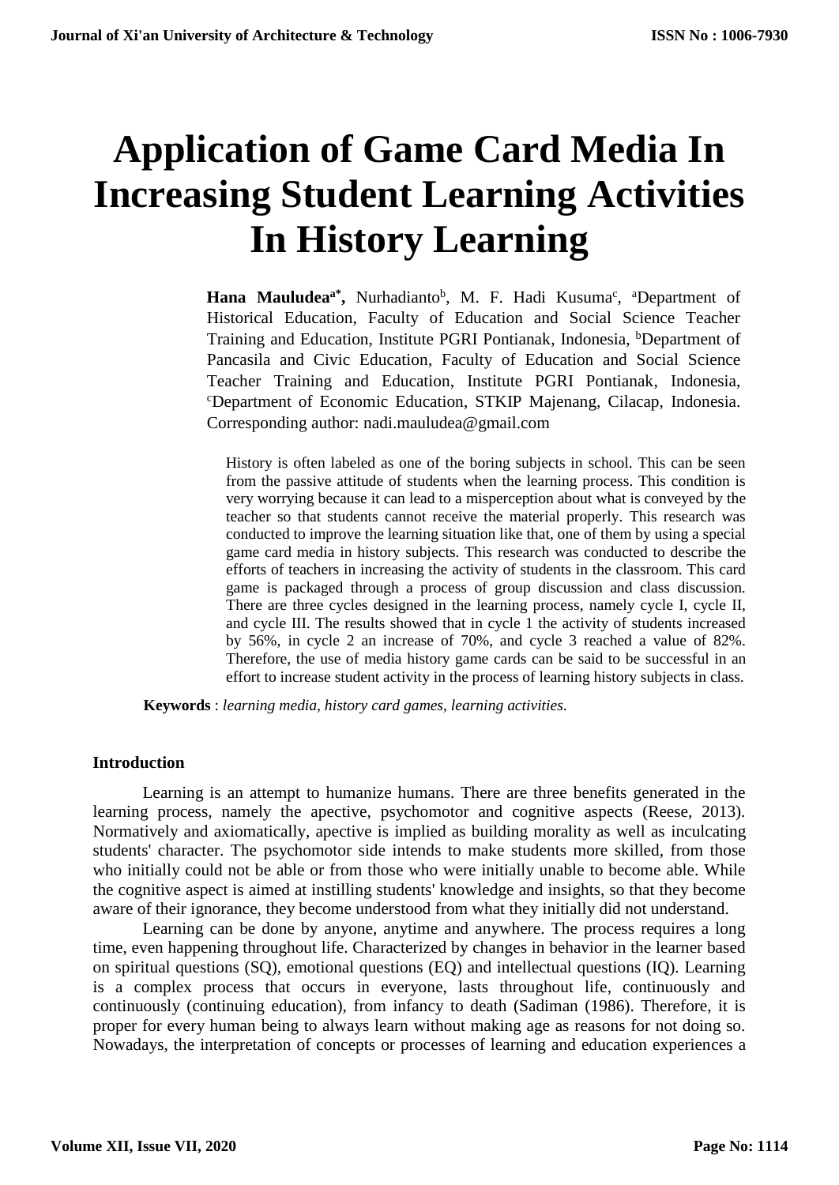# Application of Game Card Media In Increasing Student Learning Activities In History Learning

**Hana Mauludea[a*]**, Nurhadianto[b], M. F. Hadi Kusuma[c], [a]Department of Historical Education, Faculty of Education and Social Science Teacher Training and Education, Institute PGRI Pontianak, Indonesia, [b]Department of Pancasila and Civic Education, Faculty of Education and Social Science Teacher Training and Education, Institute PGRI Pontianak, Indonesia, [c]Department of Economic Education, STKIP Majenang, Cilacap, Indonesia. Corresponding author: nadi.mauludea@gmail.com

History is often labeled as one of the boring subjects in school. This can be seen from the passive attitude of students when the learning process. This condition is very worrying because it can lead to a misperception about what is conveyed by the teacher so that students cannot receive the material properly. This research was conducted to improve the learning situation like that, one of them by using a special game card media in history subjects. This research was conducted to describe the efforts of teachers in increasing the activity of students in the classroom. This card game is packaged through a process of group discussion and class discussion. There are three cycles designed in the learning process, namely cycle I, cycle II, and cycle III. The results showed that in cycle 1 the activity of students increased by 56%, in cycle 2 an increase of 70%, and cycle 3 reached a value of 82%. Therefore, the use of media history game cards can be said to be successful in an effort to increase student activity in the process of learning history subjects in class.

**Keywords** : *learning media, history card games, learning activities*.

## Introduction

Learning is an attempt to humanize humans. There are three benefits generated in the learning process, namely the apective, psychomotor and cognitive aspects (Reese, 2013). Normatively and axiomatically, apective is implied as building morality as well as inculcating students' character. The psychomotor side intends to make students more skilled, from those who initially could not be able or from those who were initially unable to become able. While the cognitive aspect is aimed at instilling students' knowledge and insights, so that they become aware of their ignorance, they become understood from what they initially did not understand.

Learning can be done by anyone, anytime and anywhere. The process requires a long time, even happening throughout life. Characterized by changes in behavior in the learner based on spiritual questions (SQ), emotional questions (EQ) and intellectual questions (IQ). Learning is a complex process that occurs in everyone, lasts throughout life, continuously and continuously (continuing education), from infancy to death (Sadiman (1986). Therefore, it is proper for every human being to always learn without making age as reasons for not doing so. Nowadays, the interpretation of concepts or processes of learning and education experiences a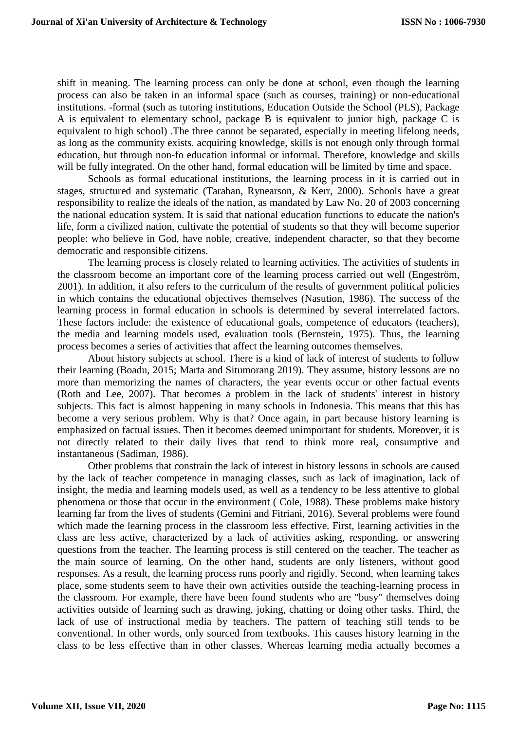shift in meaning. The learning process can only be done at school, even though the learning process can also be taken in an informal space (such as courses, training) or non-educational institutions. -formal (such as tutoring institutions, Education Outside the School (PLS), Package A is equivalent to elementary school, package B is equivalent to junior high, package C is equivalent to high school) .The three cannot be separated, especially in meeting lifelong needs, as long as the community exists. acquiring knowledge, skills is not enough only through formal education, but through non-fo education informal or informal. Therefore, knowledge and skills will be fully integrated. On the other hand, formal education will be limited by time and space.

Schools as formal educational institutions, the learning process in it is carried out in stages, structured and systematic (Taraban, Rynearson, & Kerr, 2000). Schools have a great responsibility to realize the ideals of the nation, as mandated by Law No. 20 of 2003 concerning the national education system. It is said that national education functions to educate the nation's life, form a civilized nation, cultivate the potential of students so that they will become superior people: who believe in God, have noble, creative, independent character, so that they become democratic and responsible citizens.

The learning process is closely related to learning activities. The activities of students in the classroom become an important core of the learning process carried out well (Engeström, 2001). In addition, it also refers to the curriculum of the results of government political policies in which contains the educational objectives themselves (Nasution, 1986). The success of the learning process in formal education in schools is determined by several interrelated factors. These factors include: the existence of educational goals, competence of educators (teachers), the media and learning models used, evaluation tools (Bernstein, 1975). Thus, the learning process becomes a series of activities that affect the learning outcomes themselves.

About history subjects at school. There is a kind of lack of interest of students to follow their learning (Boadu, 2015; Marta and Situmorang 2019). They assume, history lessons are no more than memorizing the names of characters, the year events occur or other factual events (Roth and Lee, 2007). That becomes a problem in the lack of students' interest in history subjects. This fact is almost happening in many schools in Indonesia. This means that this has become a very serious problem. Why is that? Once again, in part because history learning is emphasized on factual issues. Then it becomes deemed unimportant for students. Moreover, it is not directly related to their daily lives that tend to think more real, consumptive and instantaneous (Sadiman, 1986).

Other problems that constrain the lack of interest in history lessons in schools are caused by the lack of teacher competence in managing classes, such as lack of imagination, lack of insight, the media and learning models used, as well as a tendency to be less attentive to global phenomena or those that occur in the environment ( Cole, 1988). These problems make history learning far from the lives of students (Gemini and Fitriani, 2016). Several problems were found which made the learning process in the classroom less effective. First, learning activities in the class are less active, characterized by a lack of activities asking, responding, or answering questions from the teacher. The learning process is still centered on the teacher. The teacher as the main source of learning. On the other hand, students are only listeners, without good responses. As a result, the learning process runs poorly and rigidly. Second, when learning takes place, some students seem to have their own activities outside the teaching-learning process in the classroom. For example, there have been found students who are "busy" themselves doing activities outside of learning such as drawing, joking, chatting or doing other tasks. Third, the lack of use of instructional media by teachers. The pattern of teaching still tends to be conventional. In other words, only sourced from textbooks. This causes history learning in the class to be less effective than in other classes. Whereas learning media actually becomes a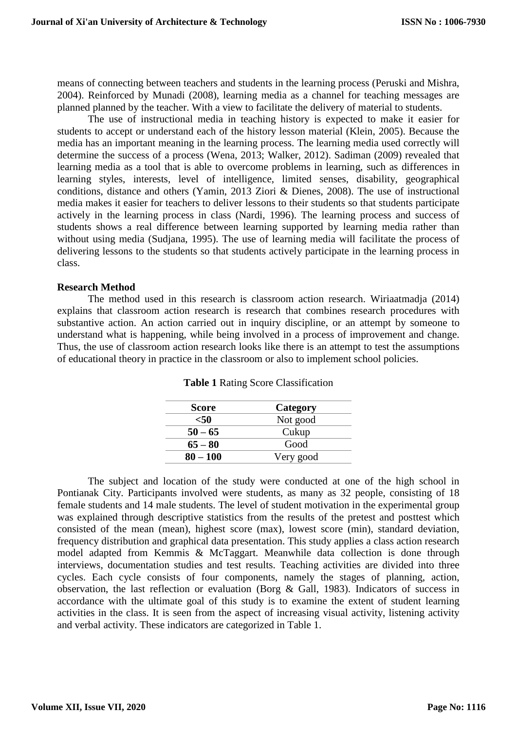means of connecting between teachers and students in the learning process (Peruski and Mishra, 2004). Reinforced by Munadi (2008), learning media as a channel for teaching messages are planned planned by the teacher. With a view to facilitate the delivery of material to students.

The use of instructional media in teaching history is expected to make it easier for students to accept or understand each of the history lesson material (Klein, 2005). Because the media has an important meaning in the learning process. The learning media used correctly will determine the success of a process (Wena, 2013; Walker, 2012). Sadiman (2009) revealed that learning media as a tool that is able to overcome problems in learning, such as differences in learning styles, interests, level of intelligence, limited senses, disability, geographical conditions, distance and others (Yamin, 2013 Ziori & Dienes, 2008). The use of instructional media makes it easier for teachers to deliver lessons to their students so that students participate actively in the learning process in class (Nardi, 1996). The learning process and success of students shows a real difference between learning supported by learning media rather than without using media (Sudjana, 1995). The use of learning media will facilitate the process of delivering lessons to the students so that students actively participate in the learning process in class.

**Research Method**

The method used in this research is classroom action research. Wiriaatmadja (2014) explains that classroom action research is research that combines research procedures with substantive action. An action carried out in inquiry discipline, or an attempt by someone to understand what is happening, while being involved in a process of improvement and change. Thus, the use of classroom action research looks like there is an attempt to test the assumptions of educational theory in practice in the classroom or also to implement school policies.

**Table 1** Rating Score Classification

| Score | Category |
|---|---|
| **<50** | Not good |
| **50 – 65** | Cukup |
| **65 – 80** | Good |
| **80 – 100** | Very good |

The subject and location of the study were conducted at one of the high school in Pontianak City. Participants involved were students, as many as 32 people, consisting of 18 female students and 14 male students. The level of student motivation in the experimental group was explained through descriptive statistics from the results of the pretest and posttest which consisted of the mean (mean), highest score (max), lowest score (min), standard deviation, frequency distribution and graphical data presentation. This study applies a class action research model adapted from Kemmis & McTaggart. Meanwhile data collection is done through interviews, documentation studies and test results. Teaching activities are divided into three cycles. Each cycle consists of four components, namely the stages of planning, action, observation, the last reflection or evaluation (Borg & Gall, 1983). Indicators of success in accordance with the ultimate goal of this study is to examine the extent of student learning activities in the class. It is seen from the aspect of increasing visual activity, listening activity and verbal activity. These indicators are categorized in Table 1.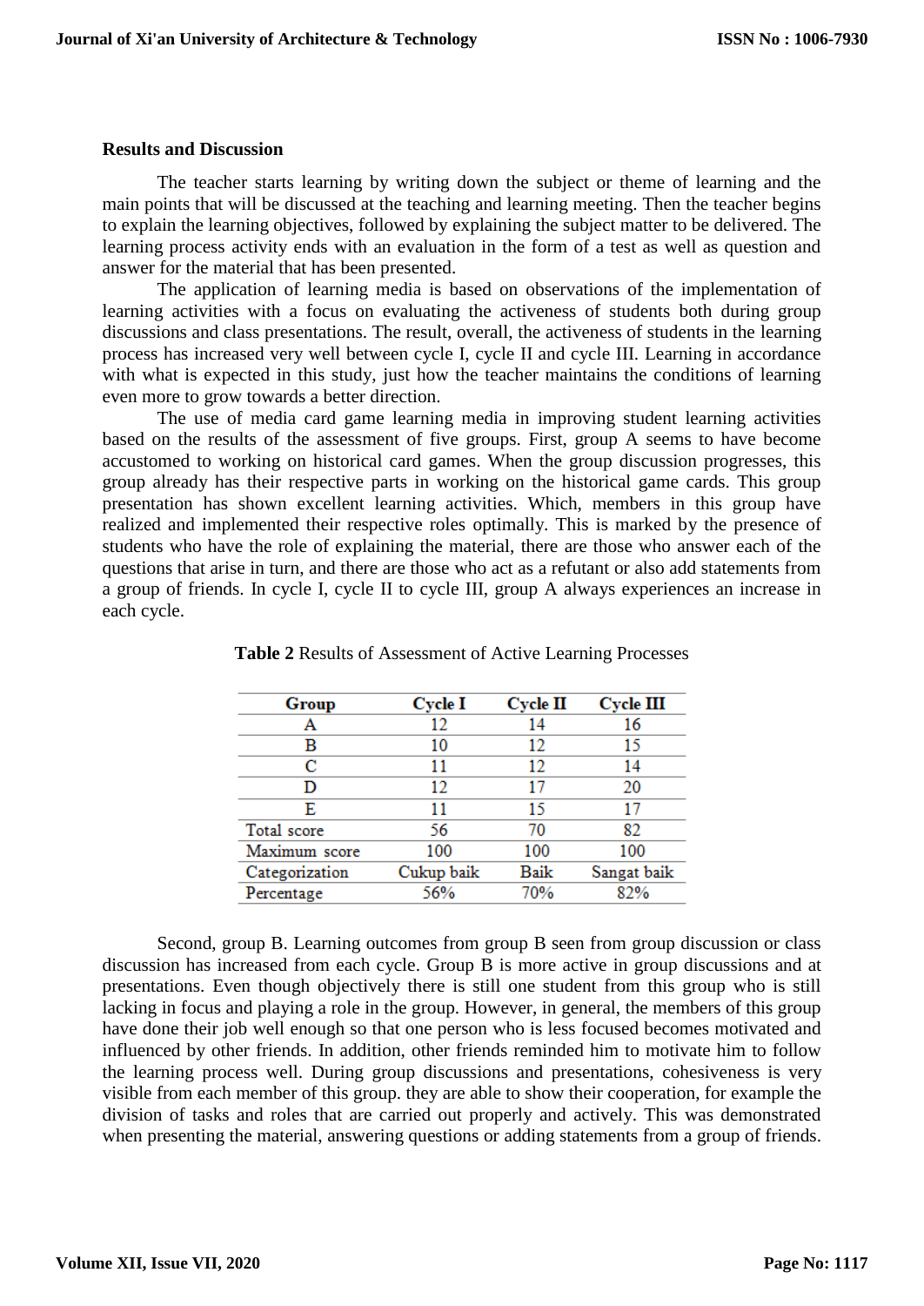**Results and Discussion**

The teacher starts learning by writing down the subject or theme of learning and the main points that will be discussed at the teaching and learning meeting. Then the teacher begins to explain the learning objectives, followed by explaining the subject matter to be delivered. The learning process activity ends with an evaluation in the form of a test as well as question and answer for the material that has been presented.

The application of learning media is based on observations of the implementation of learning activities with a focus on evaluating the activeness of students both during group discussions and class presentations. The result, overall, the activeness of students in the learning process has increased very well between cycle I, cycle II and cycle III. Learning in accordance with what is expected in this study, just how the teacher maintains the conditions of learning even more to grow towards a better direction.

The use of media card game learning media in improving student learning activities based on the results of the assessment of five groups. First, group A seems to have become accustomed to working on historical card games. When the group discussion progresses, this group already has their respective parts in working on the historical game cards. This group presentation has shown excellent learning activities. Which, members in this group have realized and implemented their respective roles optimally. This is marked by the presence of students who have the role of explaining the material, there are those who answer each of the questions that arise in turn, and there are those who act as a refutant or also add statements from a group of friends. In cycle I, cycle II to cycle III, group A always experiences an increase in each cycle.

**Table 2** Results of Assessment of Active Learning Processes

| Group | Cycle I | Cycle II | Cycle III |
|---|---|---|---|
| A | 12 | 14 | 16 |
| B | 10 | 12 | 15 |
| C | 11 | 12 | 14 |
| D | 12 | 17 | 20 |
| E | 11 | 15 | 17 |
| Total score | 56 | 70 | 82 |
| Maximum score | 100 | 100 | 100 |
| Categorization | Cukup baik | Baik | Sangat baik |
| Percentage | 56% | 70% | 82% |

Second, group B. Learning outcomes from group B seen from group discussion or class discussion has increased from each cycle. Group B is more active in group discussions and at presentations. Even though objectively there is still one student from this group who is still lacking in focus and playing a role in the group. However, in general, the members of this group have done their job well enough so that one person who is less focused becomes motivated and influenced by other friends. In addition, other friends reminded him to motivate him to follow the learning process well. During group discussions and presentations, cohesiveness is very visible from each member of this group. they are able to show their cooperation, for example the division of tasks and roles that are carried out properly and actively. This was demonstrated when presenting the material, answering questions or adding statements from a group of friends.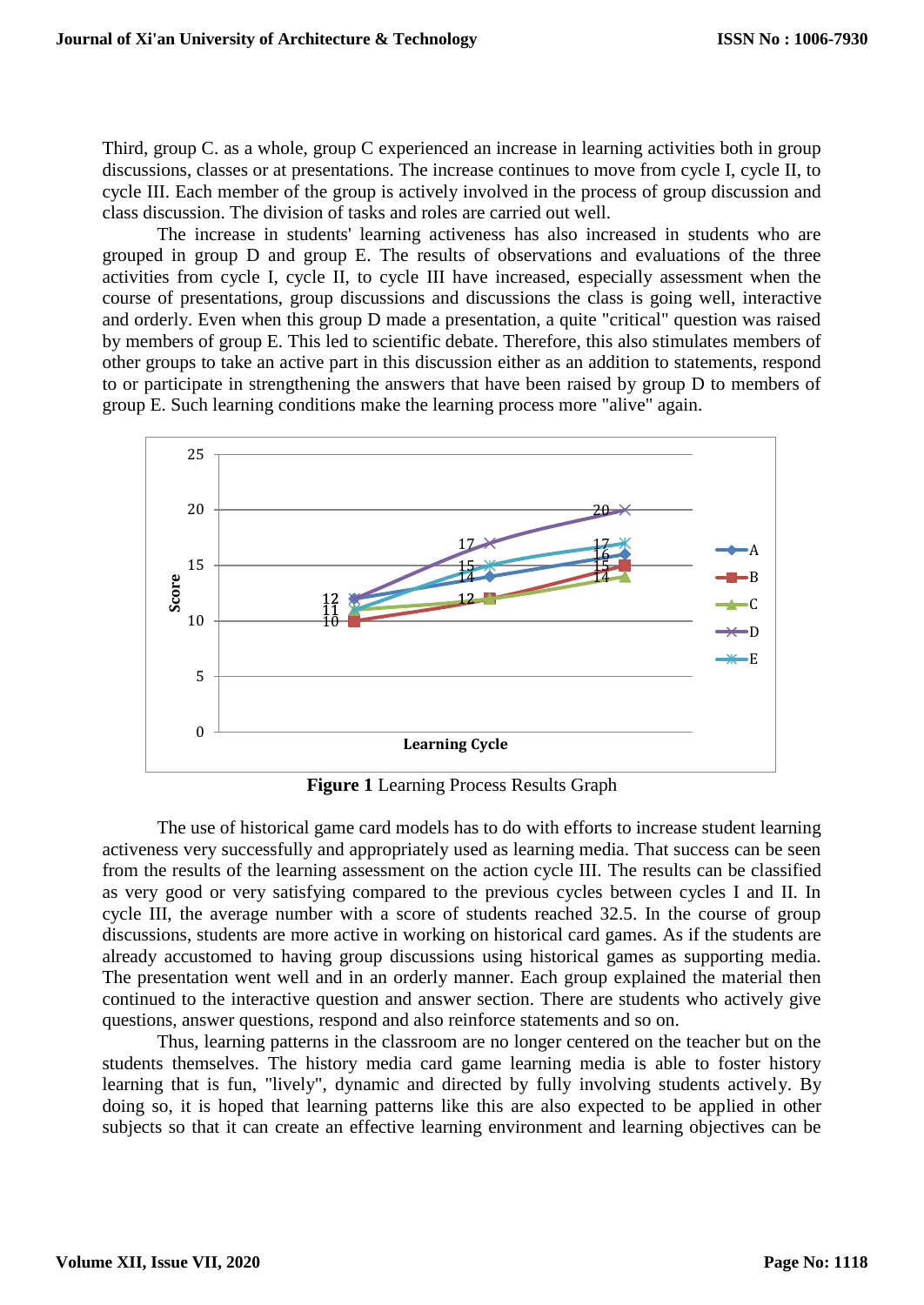Third, group C. as a whole, group C experienced an increase in learning activities both in group discussions, classes or at presentations. The increase continues to move from cycle I, cycle II, to cycle III. Each member of the group is actively involved in the process of group discussion and class discussion. The division of tasks and roles are carried out well.

The increase in students' learning activeness has also increased in students who are grouped in group D and group E. The results of observations and evaluations of the three activities from cycle I, cycle II, to cycle III have increased, especially assessment when the course of presentations, group discussions and discussions the class is going well, interactive and orderly. Even when this group D made a presentation, a quite "critical" question was raised by members of group E. This led to scientific debate. Therefore, this also stimulates members of other groups to take an active part in this discussion either as an addition to statements, respond to or participate in strengthening the answers that have been raised by group D to members of group E. Such learning conditions make the learning process more "alive" again.

**Figure 1** Learning Process Results Graph

The use of historical game card models has to do with efforts to increase student learning activeness very successfully and appropriately used as learning media. That success can be seen from the results of the learning assessment on the action cycle III. The results can be classified as very good or very satisfying compared to the previous cycles between cycles I and II. In cycle III, the average number with a score of students reached 32.5. In the course of group discussions, students are more active in working on historical card games. As if the students are already accustomed to having group discussions using historical games as supporting media. The presentation went well and in an orderly manner. Each group explained the material then continued to the interactive question and answer section. There are students who actively give questions, answer questions, respond and also reinforce statements and so on.

Thus, learning patterns in the classroom are no longer centered on the teacher but on the students themselves. The history media card game learning media is able to foster history learning that is fun, "lively", dynamic and directed by fully involving students actively. By doing so, it is hoped that learning patterns like this are also expected to be applied in other subjects so that it can create an effective learning environment and learning objectives can be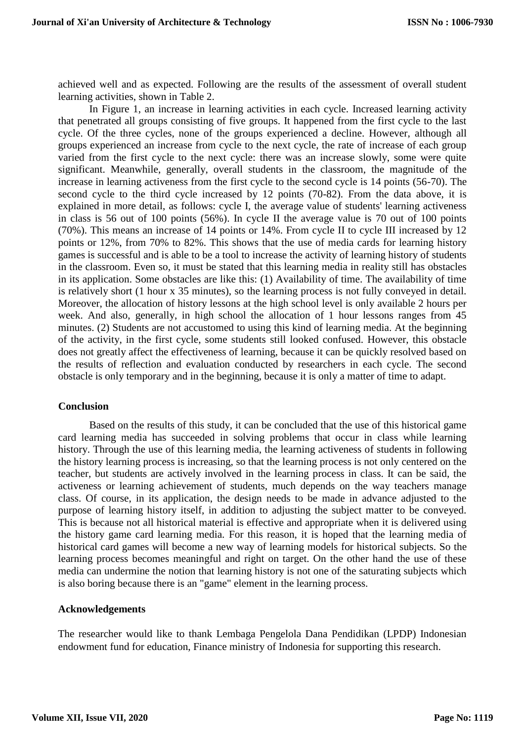achieved well and as expected. Following are the results of the assessment of overall student learning activities, shown in Table 2.

In Figure 1, an increase in learning activities in each cycle. Increased learning activity that penetrated all groups consisting of five groups. It happened from the first cycle to the last cycle. Of the three cycles, none of the groups experienced a decline. However, although all groups experienced an increase from cycle to the next cycle, the rate of increase of each group varied from the first cycle to the next cycle: there was an increase slowly, some were quite significant. Meanwhile, generally, overall students in the classroom, the magnitude of the increase in learning activeness from the first cycle to the second cycle is 14 points (56-70). The second cycle to the third cycle increased by 12 points (70-82). From the data above, it is explained in more detail, as follows: cycle I, the average value of students' learning activeness in class is 56 out of 100 points (56%). In cycle II the average value is 70 out of 100 points (70%). This means an increase of 14 points or 14%. From cycle II to cycle III increased by 12 points or 12%, from 70% to 82%. This shows that the use of media cards for learning history games is successful and is able to be a tool to increase the activity of learning history of students in the classroom. Even so, it must be stated that this learning media in reality still has obstacles in its application. Some obstacles are like this: (1) Availability of time. The availability of time is relatively short (1 hour x 35 minutes), so the learning process is not fully conveyed in detail. Moreover, the allocation of history lessons at the high school level is only available 2 hours per week. And also, generally, in high school the allocation of 1 hour lessons ranges from 45 minutes. (2) Students are not accustomed to using this kind of learning media. At the beginning of the activity, in the first cycle, some students still looked confused. However, this obstacle does not greatly affect the effectiveness of learning, because it can be quickly resolved based on the results of reflection and evaluation conducted by researchers in each cycle. The second obstacle is only temporary and in the beginning, because it is only a matter of time to adapt.

## Conclusion

Based on the results of this study, it can be concluded that the use of this historical game card learning media has succeeded in solving problems that occur in class while learning history. Through the use of this learning media, the learning activeness of students in following the history learning process is increasing, so that the learning process is not only centered on the teacher, but students are actively involved in the learning process in class. It can be said, the activeness or learning achievement of students, much depends on the way teachers manage class. Of course, in its application, the design needs to be made in advance adjusted to the purpose of learning history itself, in addition to adjusting the subject matter to be conveyed. This is because not all historical material is effective and appropriate when it is delivered using the history game card learning media. For this reason, it is hoped that the learning media of historical card games will become a new way of learning models for historical subjects. So the learning process becomes meaningful and right on target. On the other hand the use of these media can undermine the notion that learning history is not one of the saturating subjects which is also boring because there is an "game" element in the learning process.

## Acknowledgements

The researcher would like to thank Lembaga Pengelola Dana Pendidikan (LPDP) Indonesian endowment fund for education, Finance ministry of Indonesia for supporting this research.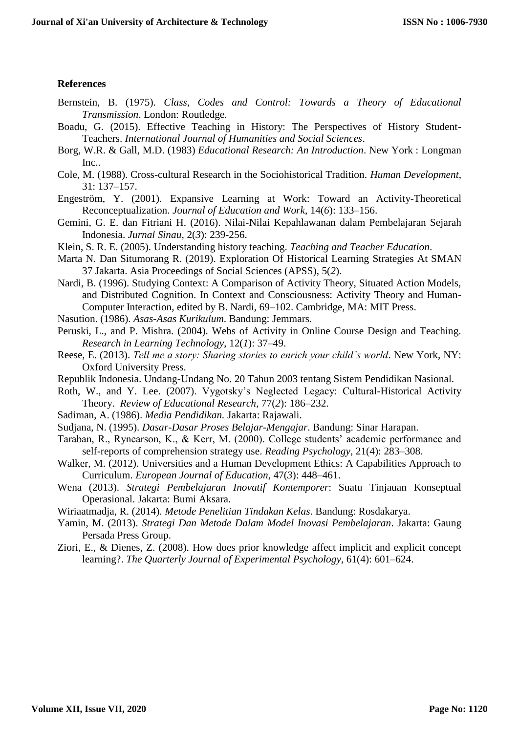## References

Bernstein, B. (1975). *Class, Codes and Control: Towards a Theory of Educational Transmission*. London: Routledge.

Boadu, G. (2015). Effective Teaching in History: The Perspectives of History Student-Teachers. *International Journal of Humanities and Social Sciences*.

Borg, W.R. & Gall, M.D. (1983) *Educational Research: An Introduction*. New York : Longman Inc..

Cole, M. (1988). Cross-cultural Research in the Sociohistorical Tradition. *Human Development*, 31: 137–157.

Engeström, Y. (2001). Expansive Learning at Work: Toward an Activity-Theoretical Reconceptualization. *Journal of Education and Work*, 14(*6*): 133–156.

Gemini, G. E. dan Fitriani H. (2016). Nilai-Nilai Kepahlawanan dalam Pembelajaran Sejarah Indonesia. *Jurnal Sinau*, 2(*3*): 239-256.

Klein, S. R. E. (2005). Understanding history teaching. *Teaching and Teacher Education*.

Marta N. Dan Situmorang R. (2019). Exploration Of Historical Learning Strategies At SMAN 37 Jakarta. Asia Proceedings of Social Sciences (APSS), 5(*2*).

Nardi, B. (1996). Studying Context: A Comparison of Activity Theory, Situated Action Models, and Distributed Cognition. In Context and Consciousness: Activity Theory and Human-Computer Interaction, edited by B. Nardi, 69–102. Cambridge, MA: MIT Press.

Nasution. (1986). *Asas-Asas Kurikulum*. Bandung: Jemmars.

Peruski, L., and P. Mishra. (2004). Webs of Activity in Online Course Design and Teaching. *Research in Learning Technology*, 12(*1*): 37–49.

Reese, E. (2013). *Tell me a story: Sharing stories to enrich your child's world*. New York, NY: Oxford University Press.

Republik Indonesia. Undang-Undang No. 20 Tahun 2003 tentang Sistem Pendidikan Nasional.

Roth, W., and Y. Lee. (2007). Vygotsky's Neglected Legacy: Cultural-Historical Activity Theory. *Review of Educational Research*, 77(*2*): 186–232.

Sadiman, A. (1986). *Media Pendidikan*. Jakarta: Rajawali.

Sudjana, N. (1995). *Dasar-Dasar Proses Belajar-Mengajar*. Bandung: Sinar Harapan.

Taraban, R., Rynearson, K., & Kerr, M. (2000). College students' academic performance and self-reports of comprehension strategy use. *Reading Psychology*, 21(4): 283–308.

Walker, M. (2012). Universities and a Human Development Ethics: A Capabilities Approach to Curriculum. *European Journal of Education*, 47(*3*): 448–461.

Wena (2013). *Strategi Pembelajaran Inovatif Kontemporer*: Suatu Tinjauan Konseptual Operasional. Jakarta: Bumi Aksara.

Wiriaatmadja, R. (2014). *Metode Penelitian Tindakan Kelas*. Bandung: Rosdakarya.

Yamin, M. (2013). *Strategi Dan Metode Dalam Model Inovasi Pembelajaran*. Jakarta: Gaung Persada Press Group.

Ziori, E., & Dienes, Z. (2008). How does prior knowledge affect implicit and explicit concept learning?. *The Quarterly Journal of Experimental Psychology*, 61(4): 601–624.